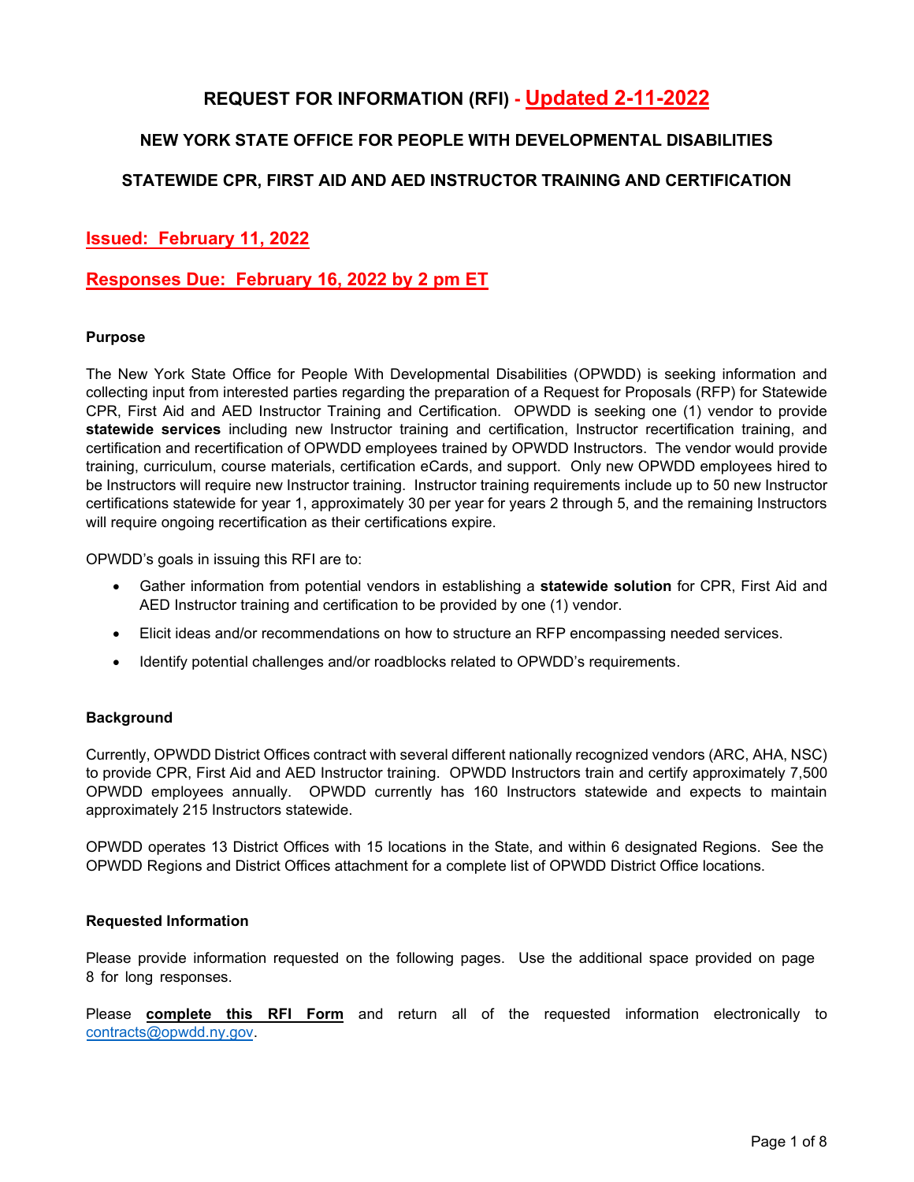# REQUEST FOR INFORMATION (RFI) - Updated 2-11-2022

## NEW YORK STATE OFFICE FOR PEOPLE WITH DEVELOPMENTAL DISABILITIES

## STATEWIDE CPR, FIRST AID AND AED INSTRUCTOR TRAINING AND CERTIFICATION

**Issued: February 11, 2022**

**Responses Due: February 16, 2022 by 2 pm ET**

### Purpose

The New York State Office for People With Developmental Disabilities (OPWDD) is seeking information and collecting input from interested parties regarding the preparation of a Request for Proposals (RFP) for Statewide CPR, First Aid and AED Instructor Training and Certification. OPWDD is seeking one (1) vendor to provide **statewide services** including new Instructor training and certification, Instructor recertification training, and certification and recertification of OPWDD employees trained by OPWDD Instructors. The vendor would provide training, curriculum, course materials, certification eCards, and support. Only new OPWDD employees hired to be Instructors will require new Instructor training. Instructor training requirements include up to 50 new Instructor certifications statewide for year 1, approximately 30 per year for years 2 through 5, and the remaining Instructors will require ongoing recertification as their certifications expire.

OPWDD's goals in issuing this RFI are to:

- Gather information from potential vendors in establishing a **statewide solution** for CPR, First Aid and AED Instructor training and certification to be provided by one (1) vendor.
- Elicit ideas and/or recommendations on how to structure an RFP encompassing needed services.
- Identify potential challenges and/or roadblocks related to OPWDD's requirements.

### Background

Currently, OPWDD District Offices contract with several different nationally recognized vendors (ARC, AHA, NSC) to provide CPR, First Aid and AED Instructor training. OPWDD Instructors train and certify approximately 7,500 OPWDD employees annually. OPWDD currently has 160 Instructors statewide and expects to maintain approximately 215 Instructors statewide.

OPWDD operates 13 District Offices with 15 locations in the State, and within 6 designated Regions. See the OPWDD Regions and District Offices attachment for a complete list of OPWDD District Office locations.

### Requested Information

Please provide information requested on the following pages. Use the additional space provided on page 8 for long responses.

Please **complete this RFI Form** and return all of the requested information electronically to contracts@opwdd.ny.gov.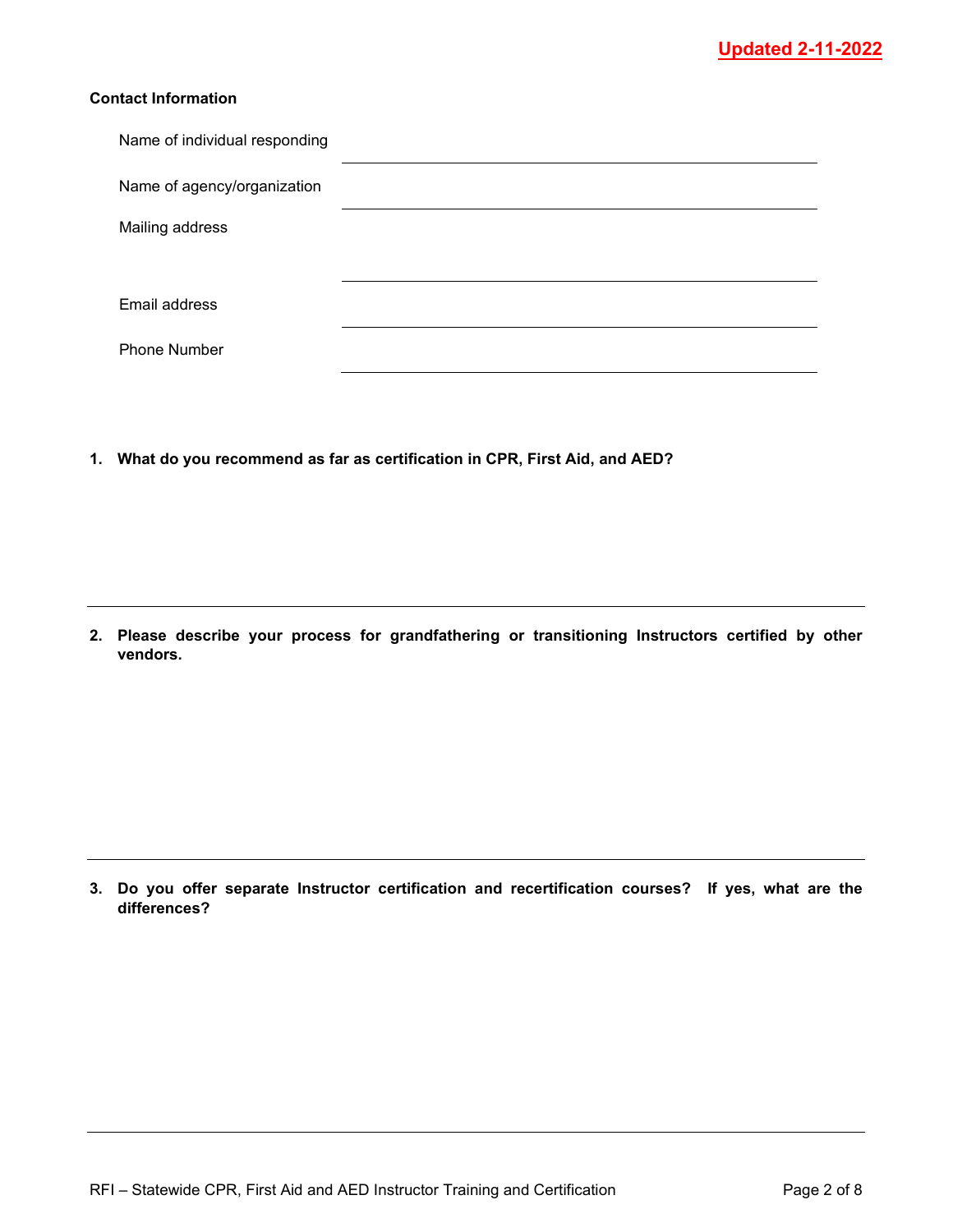Updated 2-11-2022

**Contact Information**

Name of individual responding

Name of agency/organization

Mailing address

Email address

Phone Number

**1. What do you recommend as far as certification in CPR, First Aid, and AED?**

**2. Please describe your process for grandfathering or transitioning Instructors certified by other vendors.**

**3. Do you offer separate Instructor certification and recertification courses? If yes, what are the differences?**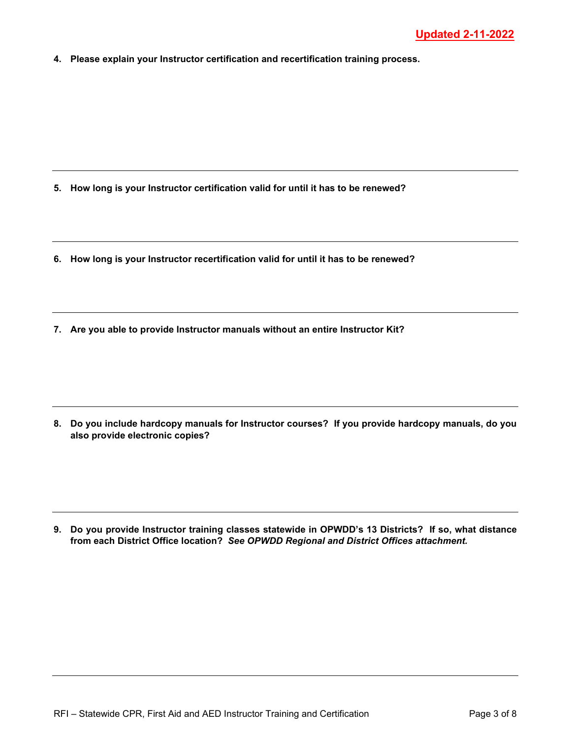**Updated 2-11-2022**

4. **Please explain your Instructor certification and recertification training process.**

---

5. **How long is your Instructor certification valid for until it has to be renewed?**

---

6. **How long is your Instructor recertification valid for until it has to be renewed?**

---

7. **Are you able to provide Instructor manuals without an entire Instructor Kit?**

---

8. **Do you include hardcopy manuals for Instructor courses? If you provide hardcopy manuals, do you also provide electronic copies?**

---

9. **Do you provide Instructor training classes statewide in OPWDD's 13 Districts? If so, what distance from each District Office location?** ***See OPWDD Regional and District Offices attachment.***

---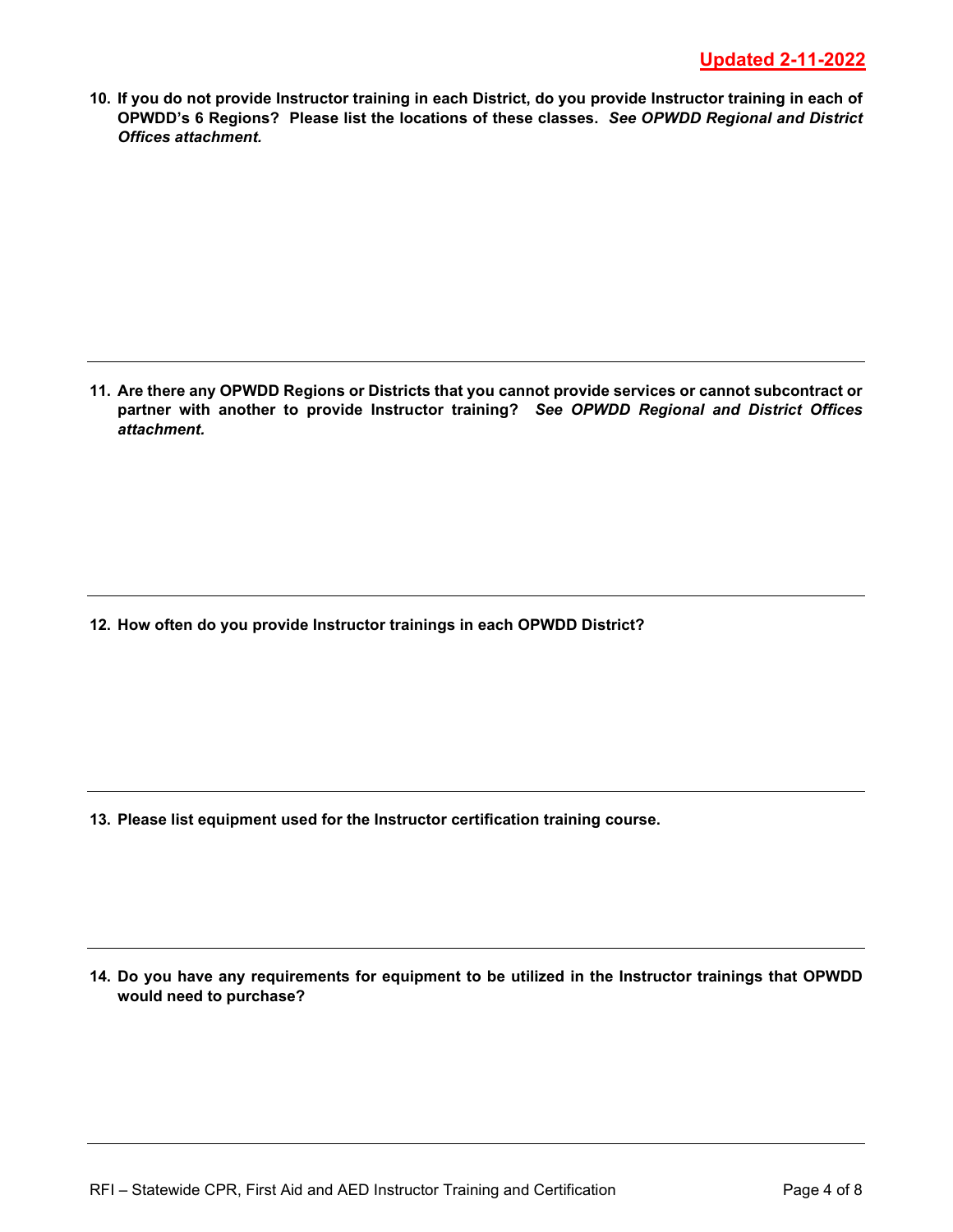**Updated 2-11-2022**

**10. If you do not provide Instructor training in each District, do you provide Instructor training in each of OPWDD's 6 Regions? Please list the locations of these classes.** ***See OPWDD Regional and District Offices attachment.***

---

**11. Are there any OPWDD Regions or Districts that you cannot provide services or cannot subcontract or partner with another to provide Instructor training?** ***See OPWDD Regional and District Offices attachment.***

---

**12. How often do you provide Instructor trainings in each OPWDD District?**

---

**13. Please list equipment used for the Instructor certification training course.**

---

**14. Do you have any requirements for equipment to be utilized in the Instructor trainings that OPWDD would need to purchase?**

---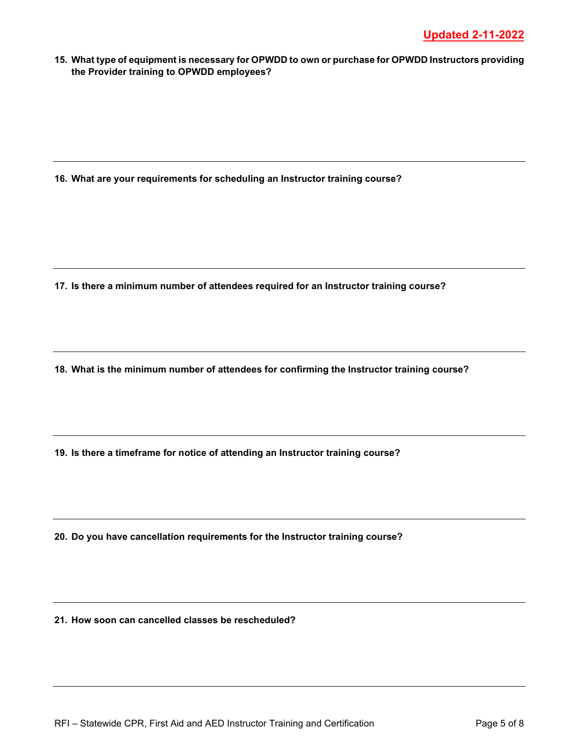**Updated 2-11-2022**

**15. What type of equipment is necessary for OPWDD to own or purchase for OPWDD Instructors providing the Provider training to OPWDD employees?**

---

**16. What are your requirements for scheduling an Instructor training course?**

---

**17. Is there a minimum number of attendees required for an Instructor training course?**

---

**18. What is the minimum number of attendees for confirming the Instructor training course?**

---

**19. Is there a timeframe for notice of attending an Instructor training course?**

---

**20. Do you have cancellation requirements for the Instructor training course?**

---

**21. How soon can cancelled classes be rescheduled?**

---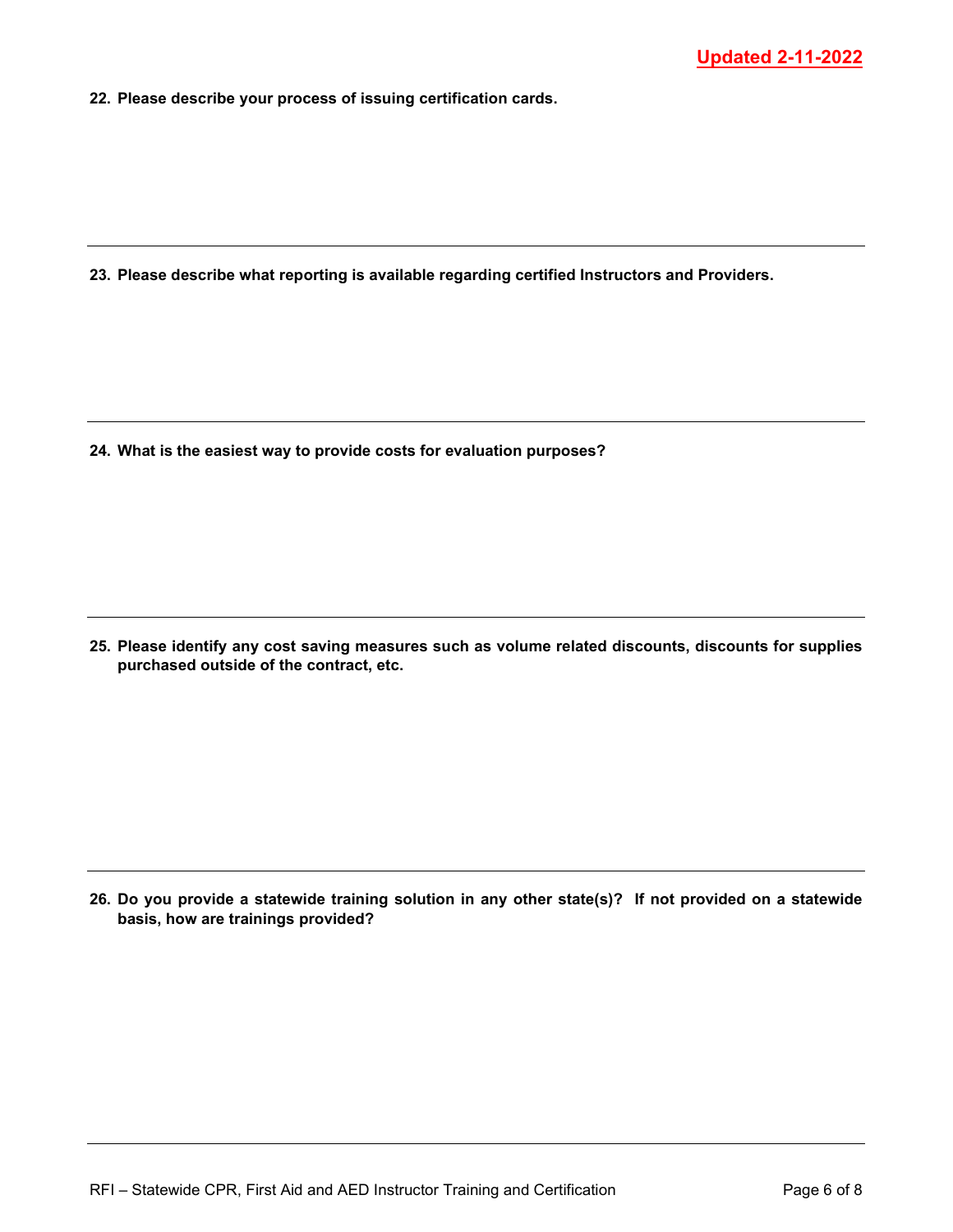**Updated 2-11-2022**

**22. Please describe your process of issuing certification cards.**

---

**23. Please describe what reporting is available regarding certified Instructors and Providers.**

---

**24. What is the easiest way to provide costs for evaluation purposes?**

---

**25. Please identify any cost saving measures such as volume related discounts, discounts for supplies purchased outside of the contract, etc.**

---

**26. Do you provide a statewide training solution in any other state(s)? If not provided on a statewide basis, how are trainings provided?**

---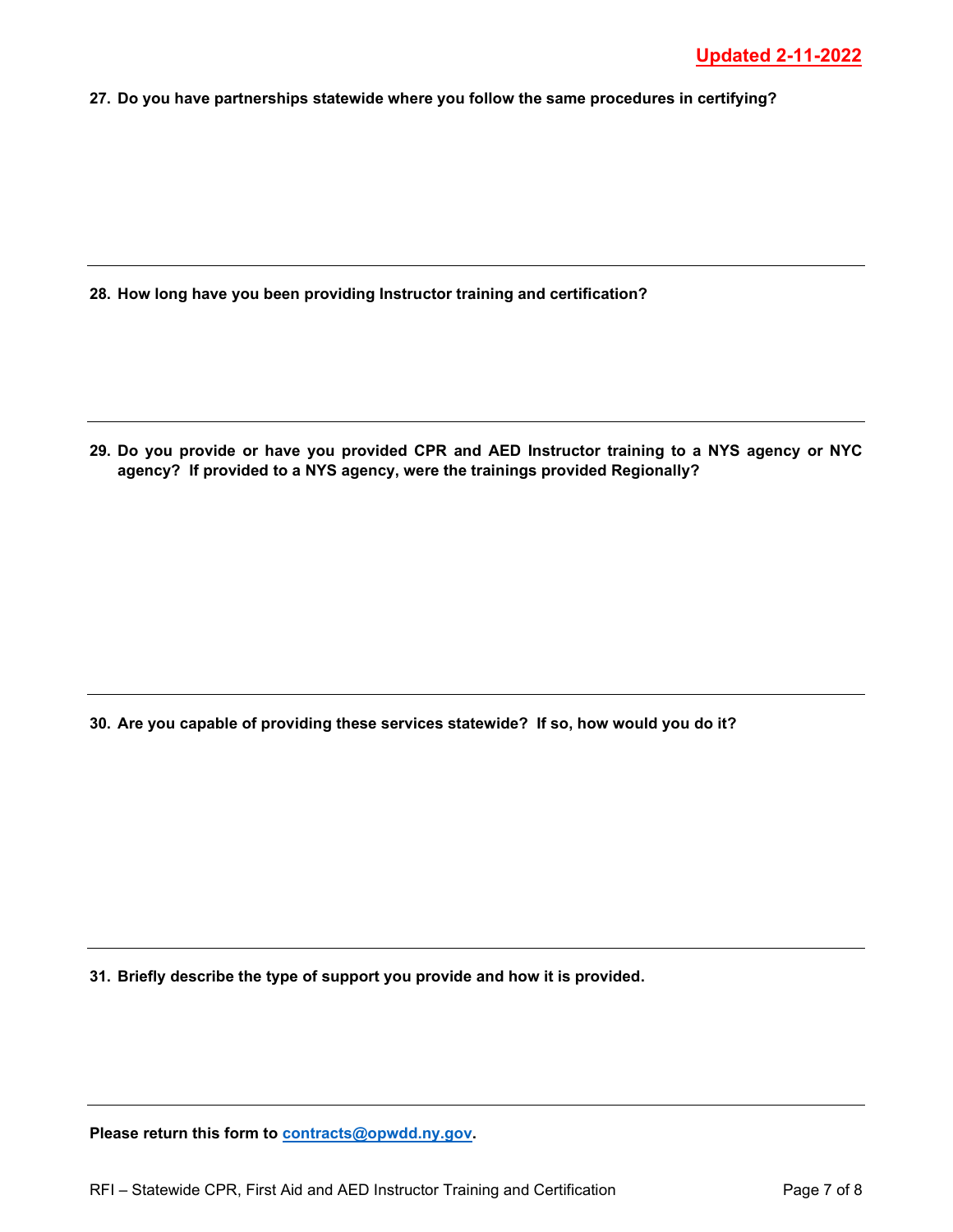**Updated 2-11-2022**

**27. Do you have partnerships statewide where you follow the same procedures in certifying?**

---

**28. How long have you been providing Instructor training and certification?**

---

**29. Do you provide or have you provided CPR and AED Instructor training to a NYS agency or NYC agency? If provided to a NYS agency, were the trainings provided Regionally?**

---

**30. Are you capable of providing these services statewide? If so, how would you do it?**

---

**31. Briefly describe the type of support you provide and how it is provided.**

---

**Please return this form to [contracts@opwdd.ny.gov](mailto:contracts@opwdd.ny.gov).**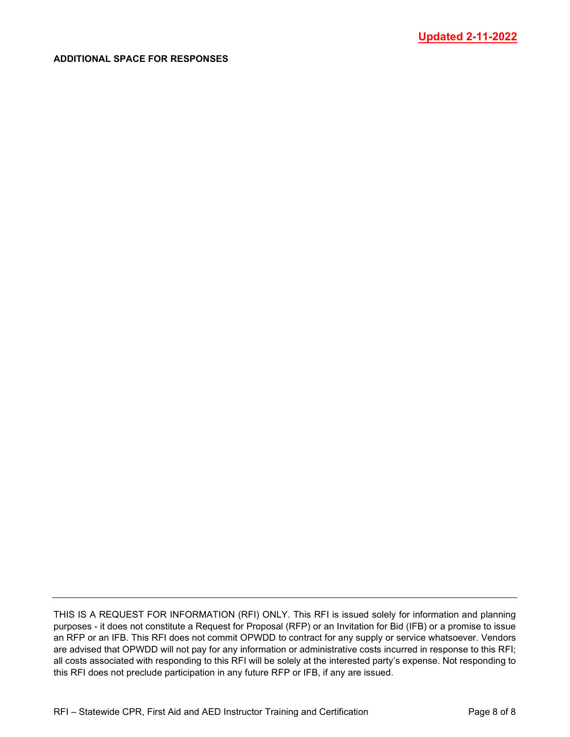**Updated 2-11-2022**

**ADDITIONAL SPACE FOR RESPONSES**

---

THIS IS A REQUEST FOR INFORMATION (RFI) ONLY. This RFI is issued solely for information and planning purposes - it does not constitute a Request for Proposal (RFP) or an Invitation for Bid (IFB) or a promise to issue an RFP or an IFB. This RFI does not commit OPWDD to contract for any supply or service whatsoever. Vendors are advised that OPWDD will not pay for any information or administrative costs incurred in response to this RFI; all costs associated with responding to this RFI will be solely at the interested party's expense. Not responding to this RFI does not preclude participation in any future RFP or IFB, if any are issued.